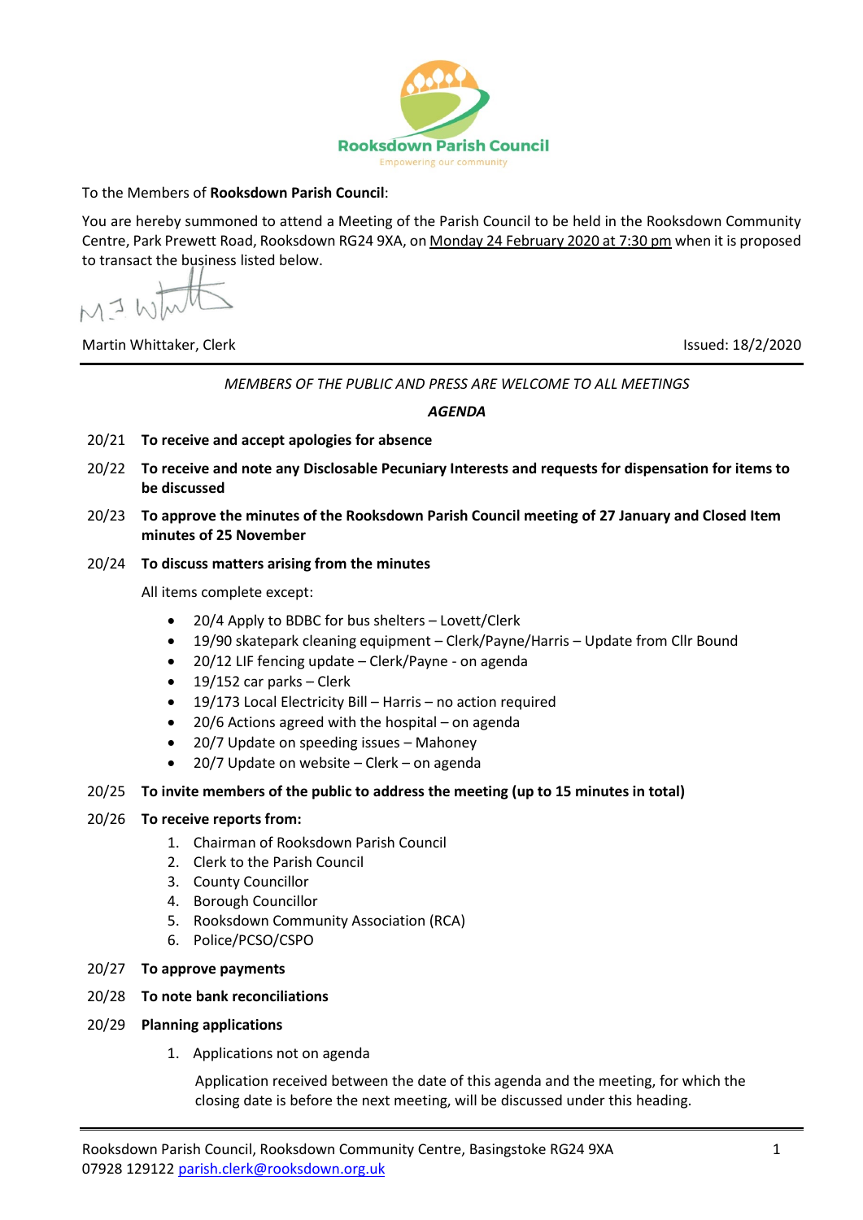**Rooksdown Parish Council**

Empowering our community

To the Members of **Rooksdown Parish Council**:

You are hereby summoned to attend a Meeting of the Parish Council to be held in the Rooksdown Community Centre, Park Prewett Road, Rooksdown RG24 9XA, on Monday 24 February 2020 at 7:30 pm when it is proposed to transact the business listed below.

Martin Whittaker, Clerk

Issued: 18/2/2020

---

*MEMBERS OF THE PUBLIC AND PRESS ARE WELCOME TO ALL MEETINGS*

***AGENDA***

20/21 **To receive and accept apologies for absence**

20/22 **To receive and note any Disclosable Pecuniary Interests and requests for dispensation for items to be discussed**

20/23 **To approve the minutes of the Rooksdown Parish Council meeting of 27 January and Closed Item minutes of 25 November**

20/24 **To discuss matters arising from the minutes**

All items complete except:

- 20/4 Apply to BDBC for bus shelters – Lovett/Clerk
- 19/90 skatepark cleaning equipment – Clerk/Payne/Harris – Update from Cllr Bound
- 20/12 LIF fencing update – Clerk/Payne - on agenda
- 19/152 car parks – Clerk
- 19/173 Local Electricity Bill – Harris – no action required
- 20/6 Actions agreed with the hospital – on agenda
- 20/7 Update on speeding issues – Mahoney
- 20/7 Update on website – Clerk – on agenda

20/25 **To invite members of the public to address the meeting (up to 15 minutes in total)**

20/26 **To receive reports from:**

1. Chairman of Rooksdown Parish Council
2. Clerk to the Parish Council
3. County Councillor
4. Borough Councillor
5. Rooksdown Community Association (RCA)
6. Police/PCSO/CSPO

20/27 **To approve payments**

20/28 **To note bank reconciliations**

20/29 **Planning applications**

1. Applications not on agenda

   Application received between the date of this agenda and the meeting, for which the closing date is before the next meeting, will be discussed under this heading.

Rooksdown Parish Council, Rooksdown Community Centre, Basingstoke RG24 9XA
07928 129122 parish.clerk@rooksdown.org.uk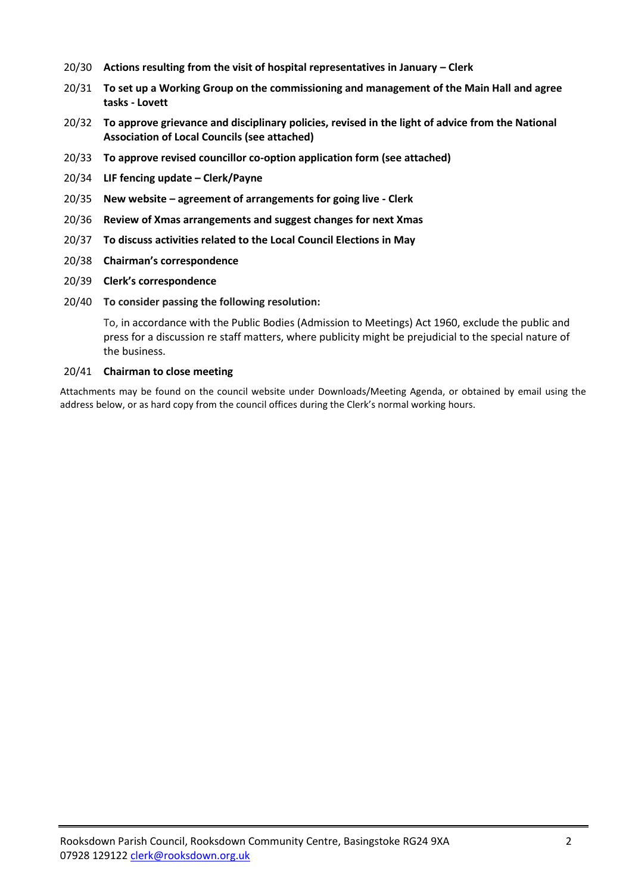20/30 **Actions resulting from the visit of hospital representatives in January – Clerk**

20/31 **To set up a Working Group on the commissioning and management of the Main Hall and agree tasks - Lovett**

20/32 **To approve grievance and disciplinary policies, revised in the light of advice from the National Association of Local Councils (see attached)**

20/33 **To approve revised councillor co-option application form (see attached)**

20/34 **LIF fencing update – Clerk/Payne**

20/35 **New website – agreement of arrangements for going live - Clerk**

20/36 **Review of Xmas arrangements and suggest changes for next Xmas**

20/37 **To discuss activities related to the Local Council Elections in May**

20/38 **Chairman's correspondence**

20/39 **Clerk's correspondence**

20/40 **To consider passing the following resolution:**

To, in accordance with the Public Bodies (Admission to Meetings) Act 1960, exclude the public and press for a discussion re staff matters, where publicity might be prejudicial to the special nature of the business.

20/41 **Chairman to close meeting**

Attachments may be found on the council website under Downloads/Meeting Agenda, or obtained by email using the address below, or as hard copy from the council offices during the Clerk's normal working hours.

Rooksdown Parish Council, Rooksdown Community Centre, Basingstoke RG24 9XA
07928 129122 clerk@rooksdown.org.uk